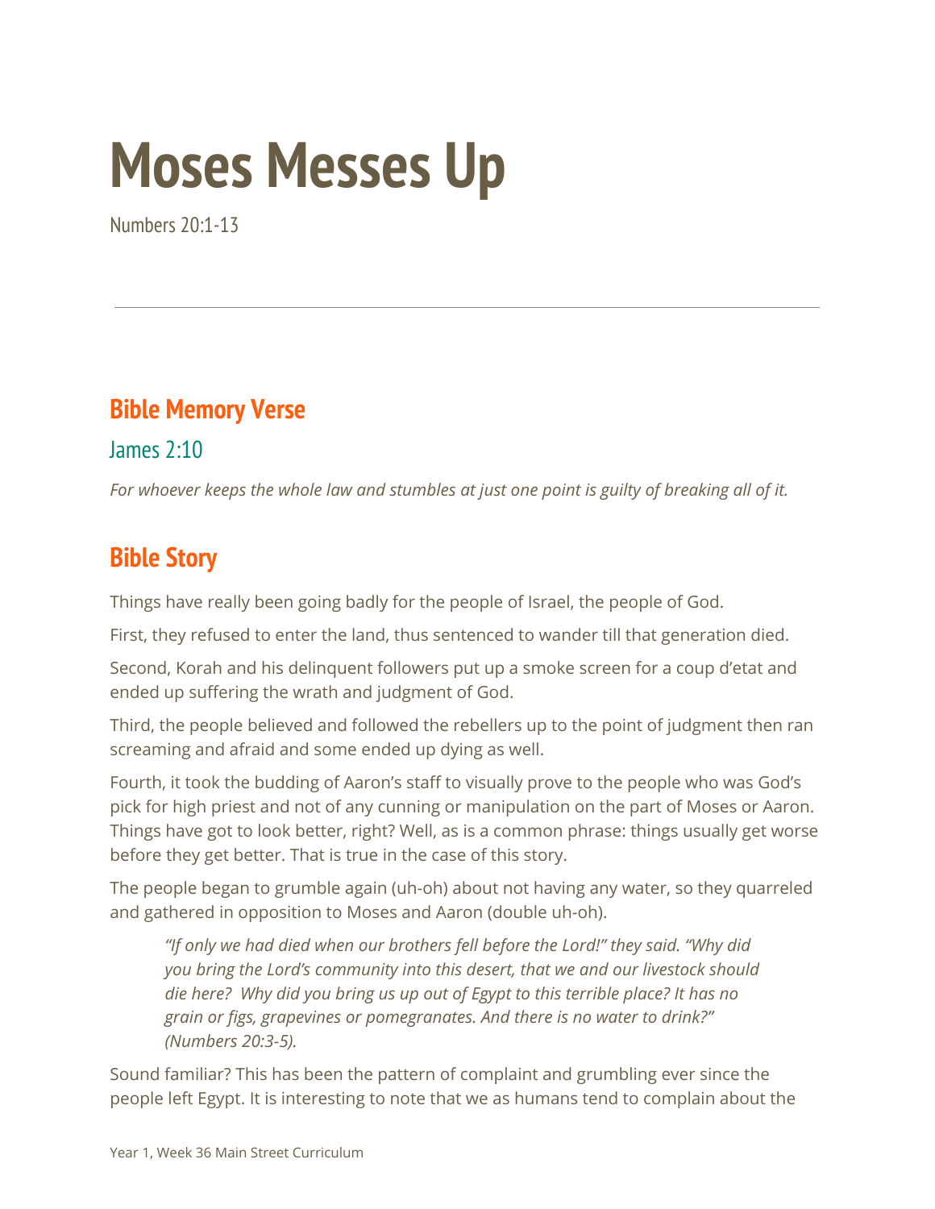# Moses Messes Up

Numbers 20:1-13

---

## Bible Memory Verse

### James 2:10

*For whoever keeps the whole law and stumbles at just one point is guilty of breaking all of it.*

## Bible Story

Things have really been going badly for the people of Israel, the people of God.

First, they refused to enter the land, thus sentenced to wander till that generation died.

Second, Korah and his delinquent followers put up a smoke screen for a coup d'etat and ended up suffering the wrath and judgment of God.

Third, the people believed and followed the rebellers up to the point of judgment then ran screaming and afraid and some ended up dying as well.

Fourth, it took the budding of Aaron's staff to visually prove to the people who was God's pick for high priest and not of any cunning or manipulation on the part of Moses or Aaron. Things have got to look better, right? Well, as is a common phrase: things usually get worse before they get better. That is true in the case of this story.

The people began to grumble again (uh-oh) about not having any water, so they quarreled and gathered in opposition to Moses and Aaron (double uh-oh).

> *"If only we had died when our brothers fell before the Lord!" they said. "Why did you bring the Lord's community into this desert, that we and our livestock should die here? Why did you bring us up out of Egypt to this terrible place? It has no grain or figs, grapevines or pomegranates. And there is no water to drink?" (Numbers 20:3-5).*

Sound familiar? This has been the pattern of complaint and grumbling ever since the people left Egypt. It is interesting to note that we as humans tend to complain about the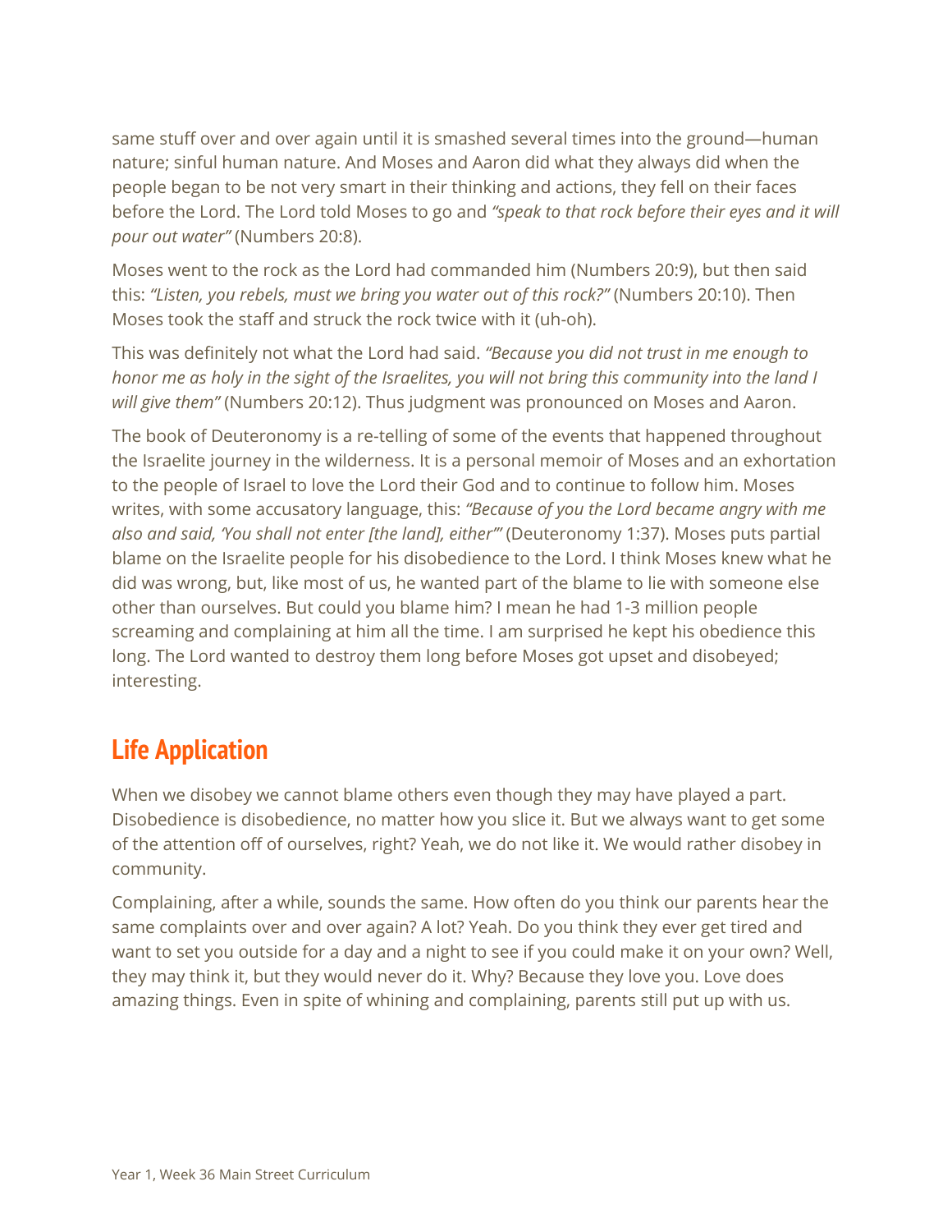same stuff over and over again until it is smashed several times into the ground—human nature; sinful human nature. And Moses and Aaron did what they always did when the people began to be not very smart in their thinking and actions, they fell on their faces before the Lord. The Lord told Moses to go and *"speak to that rock before their eyes and it will pour out water"* (Numbers 20:8).

Moses went to the rock as the Lord had commanded him (Numbers 20:9), but then said this: *"Listen, you rebels, must we bring you water out of this rock?"* (Numbers 20:10). Then Moses took the staff and struck the rock twice with it (uh-oh).

This was definitely not what the Lord had said. *"Because you did not trust in me enough to honor me as holy in the sight of the Israelites, you will not bring this community into the land I will give them"* (Numbers 20:12). Thus judgment was pronounced on Moses and Aaron.

The book of Deuteronomy is a re-telling of some of the events that happened throughout the Israelite journey in the wilderness. It is a personal memoir of Moses and an exhortation to the people of Israel to love the Lord their God and to continue to follow him. Moses writes, with some accusatory language, this: *"Because of you the Lord became angry with me also and said, 'You shall not enter [the land], either'"* (Deuteronomy 1:37). Moses puts partial blame on the Israelite people for his disobedience to the Lord. I think Moses knew what he did was wrong, but, like most of us, he wanted part of the blame to lie with someone else other than ourselves. But could you blame him? I mean he had 1-3 million people screaming and complaining at him all the time. I am surprised he kept his obedience this long. The Lord wanted to destroy them long before Moses got upset and disobeyed; interesting.

## Life Application

When we disobey we cannot blame others even though they may have played a part. Disobedience is disobedience, no matter how you slice it. But we always want to get some of the attention off of ourselves, right? Yeah, we do not like it. We would rather disobey in community.

Complaining, after a while, sounds the same. How often do you think our parents hear the same complaints over and over again? A lot? Yeah. Do you think they ever get tired and want to set you outside for a day and a night to see if you could make it on your own? Well, they may think it, but they would never do it. Why? Because they love you. Love does amazing things. Even in spite of whining and complaining, parents still put up with us.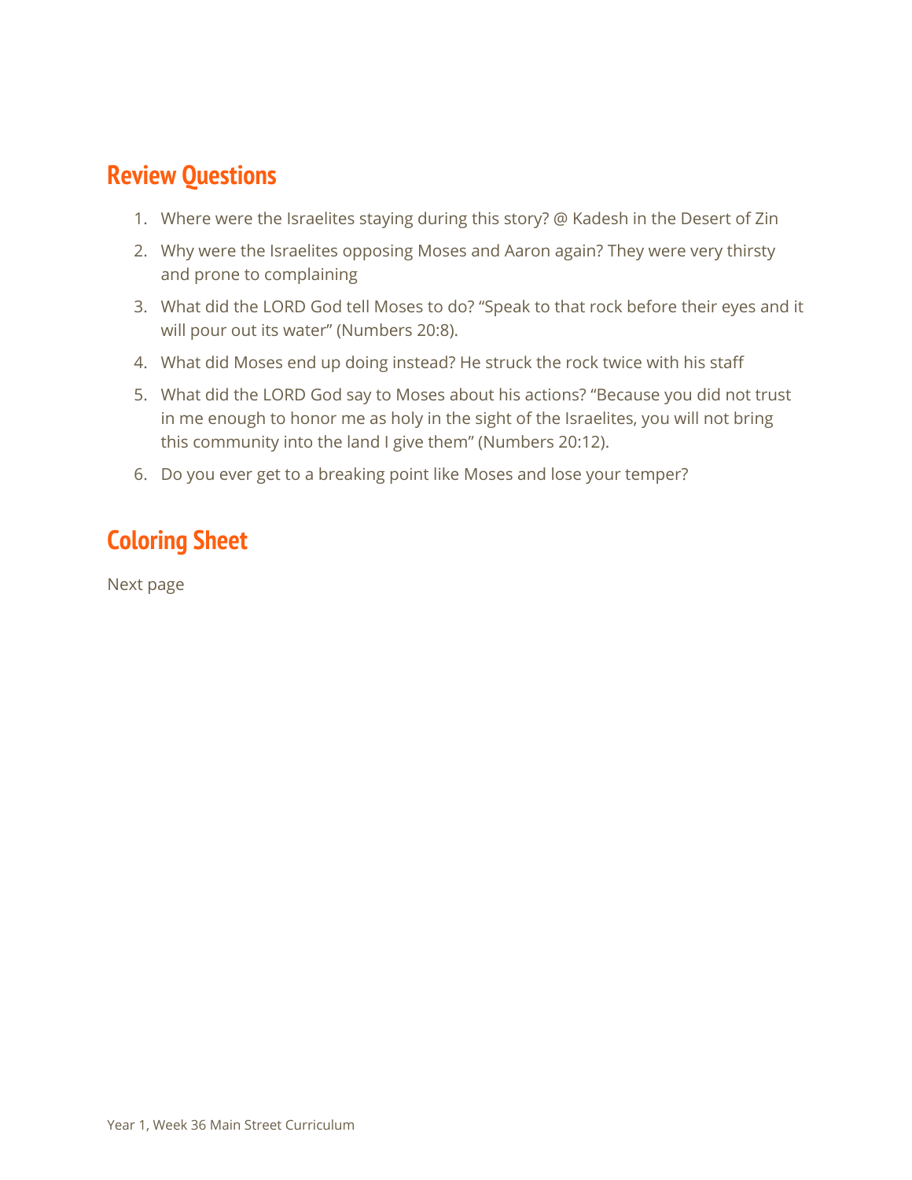## Review Questions

1. Where were the Israelites staying during this story? @ Kadesh in the Desert of Zin
2. Why were the Israelites opposing Moses and Aaron again? They were very thirsty and prone to complaining
3. What did the LORD God tell Moses to do? “Speak to that rock before their eyes and it will pour out its water” (Numbers 20:8).
4. What did Moses end up doing instead? He struck the rock twice with his staff
5. What did the LORD God say to Moses about his actions? “Because you did not trust in me enough to honor me as holy in the sight of the Israelites, you will not bring this community into the land I give them” (Numbers 20:12).
6. Do you ever get to a breaking point like Moses and lose your temper?

## Coloring Sheet

Next page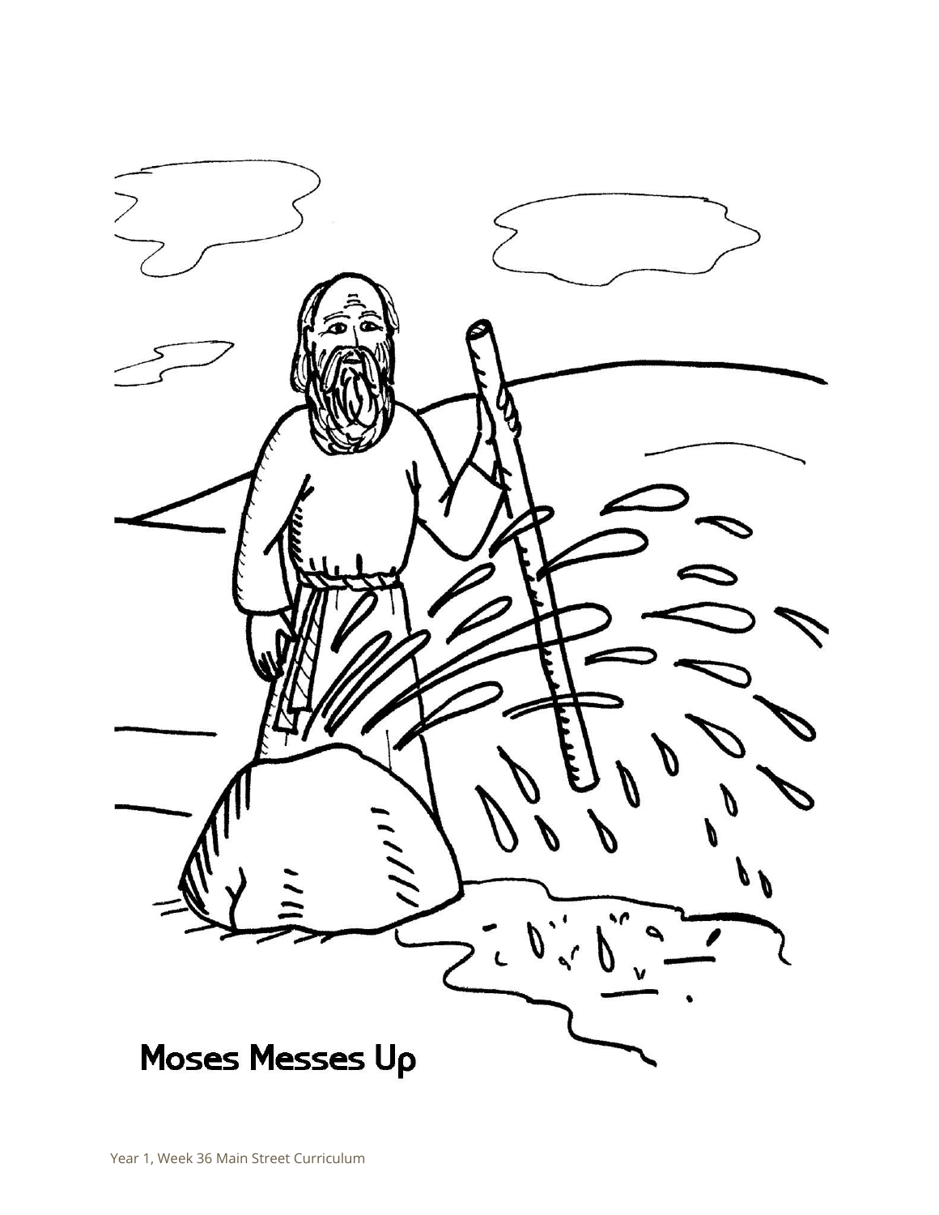Moses Messes Up